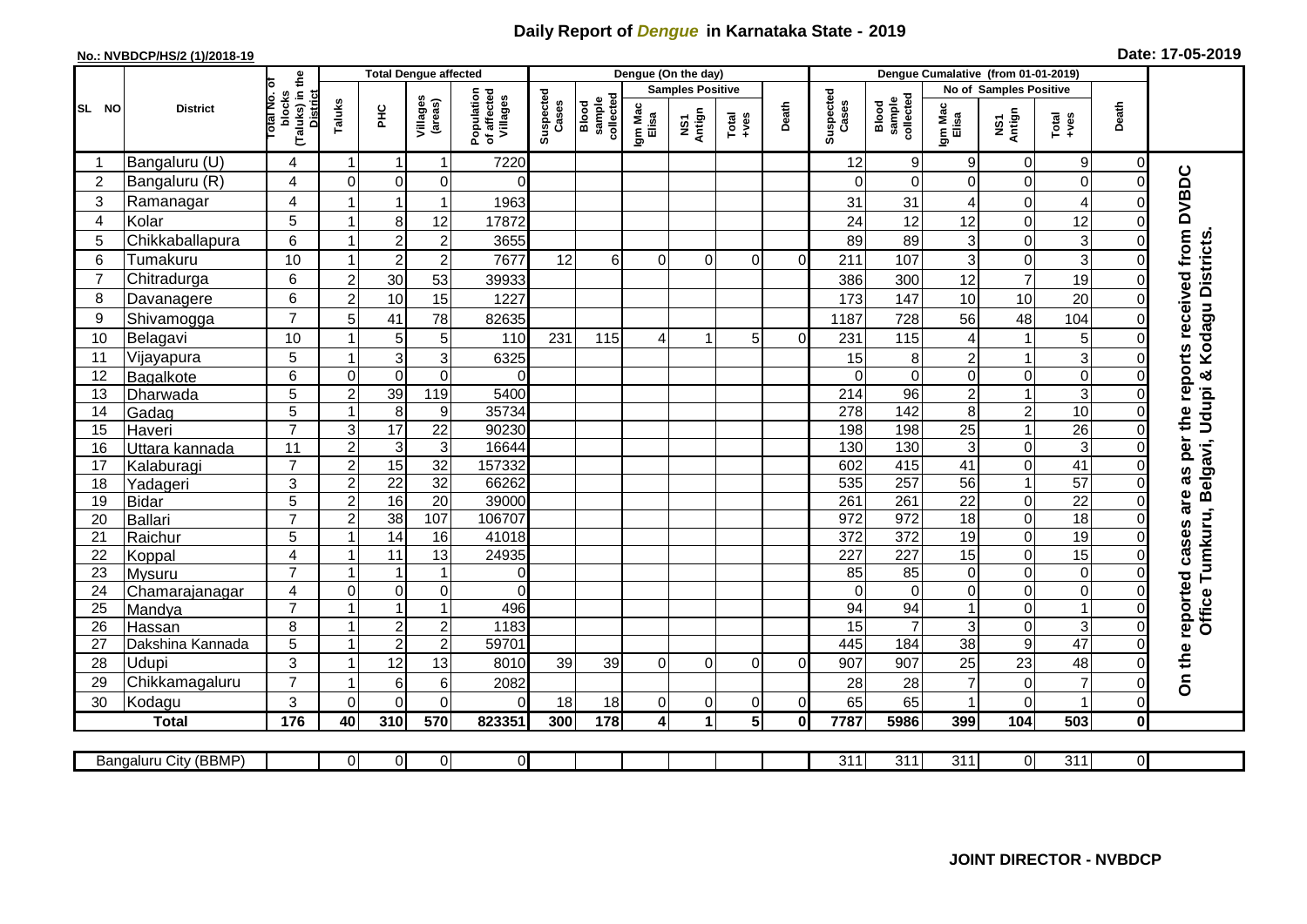# Daily Report of *Dengue* in Karnataka State - 2019

**No.: NVBDCP/HS/2 (1)/2018-19**

**Date: 17-05-2019**

| SL NO | District | Total No. of blocks (Taluks) in the District | Total Dengue affected | | | | Dengue (On the day) | | | | | | | Dengue Cumalative (from 01-01-2019) | | | | | | | |
|---|---|---|---|---|---|---|---|---|---|---|---|---|---|---|---|---|---|---|---|---|
| | | | Taluks | PHC | Villages (areas) | Population of affected Villages | Suspected Cases | Blood sample collected | Samples Positive | | | Death | Suspected Cases | Blood sample collected | No of Samples Positive | | | Death | |
| | | | | | | | | | Igm Mac Elisa | NS1 Antign | Total +ves | | | | Igm Mac Elisa | NS1 Antign | Total +ves | | |
| 1 | Bangaluru (U) | 4 | 1 | 1 | 1 | 7220 | | | | | | | 12 | 9 | 9 | 0 | 9 | 0 | On the reported cases are as per the reports received from DVBDC Office Tumkuru, Belgavi, Udupi & Kodagu Districts. |
| 2 | Bangaluru (R) | 4 | 0 | 0 | 0 | 0 | | | | | | | 0 | 0 | 0 | 0 | 0 | 0 | |
| 3 | Ramanagar | 4 | 1 | 1 | 1 | 1963 | | | | | | | 31 | 31 | 4 | 0 | 4 | 0 | |
| 4 | Kolar | 5 | 1 | 8 | 12 | 17872 | | | | | | | 24 | 12 | 12 | 0 | 12 | 0 | |
| 5 | Chikkaballapura | 6 | 1 | 2 | 2 | 3655 | | | | | | | 89 | 89 | 3 | 0 | 3 | 0 | |
| 6 | Tumakuru | 10 | 1 | 2 | 2 | 7677 | 12 | 6 | 0 | 0 | 0 | 0 | 211 | 107 | 3 | 0 | 3 | 0 | |
| 7 | Chitradurga | 6 | 2 | 30 | 53 | 39933 | | | | | | | 386 | 300 | 12 | 7 | 19 | 0 | |
| 8 | Davanagere | 6 | 2 | 10 | 15 | 1227 | | | | | | | 173 | 147 | 10 | 10 | 20 | 0 | |
| 9 | Shivamogga | 7 | 5 | 41 | 78 | 82635 | | | | | | | 1187 | 728 | 56 | 48 | 104 | 0 | |
| 10 | Belagavi | 10 | 1 | 5 | 5 | 110 | 231 | 115 | 4 | 1 | 5 | 0 | 231 | 115 | 4 | 1 | 5 | 0 | |
| 11 | Vijayapura | 5 | 1 | 3 | 3 | 6325 | | | | | | | 15 | 8 | 2 | 1 | 3 | 0 | |
| 12 | Bagalkote | 6 | 0 | 0 | 0 | 0 | | | | | | | 0 | 0 | 0 | 0 | 0 | 0 | |
| 13 | Dharwada | 5 | 2 | 39 | 119 | 5400 | | | | | | | 214 | 96 | 2 | 1 | 3 | 0 | |
| 14 | Gadag | 5 | 1 | 8 | 9 | 35734 | | | | | | | 278 | 142 | 8 | 2 | 10 | 0 | |
| 15 | Haveri | 7 | 3 | 17 | 22 | 90230 | | | | | | | 198 | 198 | 25 | 1 | 26 | 0 | |
| 16 | Uttara kannada | 11 | 2 | 3 | 3 | 16644 | | | | | | | 130 | 130 | 3 | 0 | 3 | 0 | |
| 17 | Kalaburagi | 7 | 2 | 15 | 32 | 157332 | | | | | | | 602 | 415 | 41 | 0 | 41 | 0 | |
| 18 | Yadageri | 3 | 2 | 22 | 32 | 66262 | | | | | | | 535 | 257 | 56 | 1 | 57 | 0 | |
| 19 | Bidar | 5 | 2 | 16 | 20 | 39000 | | | | | | | 261 | 261 | 22 | 0 | 22 | 0 | |
| 20 | Ballari | 7 | 2 | 38 | 107 | 106707 | | | | | | | 972 | 972 | 18 | 0 | 18 | 0 | |
| 21 | Raichur | 5 | 1 | 14 | 16 | 41018 | | | | | | | 372 | 372 | 19 | 0 | 19 | 0 | |
| 22 | Koppal | 4 | 1 | 11 | 13 | 24935 | | | | | | | 227 | 227 | 15 | 0 | 15 | 0 | |
| 23 | Mysuru | 7 | 1 | 1 | 1 | 0 | | | | | | | 85 | 85 | 0 | 0 | 0 | 0 | |
| 24 | Chamarajanagar | 4 | 0 | 0 | 0 | 0 | | | | | | | 0 | 0 | 0 | 0 | 0 | 0 | |
| 25 | Mandya | 7 | 1 | 1 | 1 | 496 | | | | | | | 94 | 94 | 1 | 0 | 1 | 0 | |
| 26 | Hassan | 8 | 1 | 2 | 2 | 1183 | | | | | | | 15 | 7 | 3 | 0 | 3 | 0 | |
| 27 | Dakshina Kannada | 5 | 1 | 2 | 2 | 59701 | | | | | | | 445 | 184 | 38 | 9 | 47 | 0 | |
| 28 | Udupi | 3 | 1 | 12 | 13 | 8010 | 39 | 39 | 0 | 0 | 0 | 0 | 907 | 907 | 25 | 23 | 48 | 0 | |
| 29 | Chikkamagaluru | 7 | 1 | 6 | 6 | 2082 | | | | | | | 28 | 28 | 7 | 0 | 7 | 0 | |
| 30 | Kodagu | 3 | 0 | 0 | 0 | 0 | 18 | 18 | 0 | 0 | 0 | 0 | 65 | 65 | 1 | 0 | 1 | 0 | |
| | **Total** | **176** | **40** | **310** | **570** | **823351** | **300** | **178** | **4** | **1** | **5** | **0** | **7787** | **5986** | **399** | **104** | **503** | **0** | |

| Bangaluru City (BBMP) | | 0 | 0 | 0 | 0 | | | | | | | 311 | 311 | 311 | 0 | 311 | 0 | |
|---|---|---|---|---|---|---|---|---|---|---|---|---|---|---|---|---|---|---|

**JOINT DIRECTOR - NVBDCP**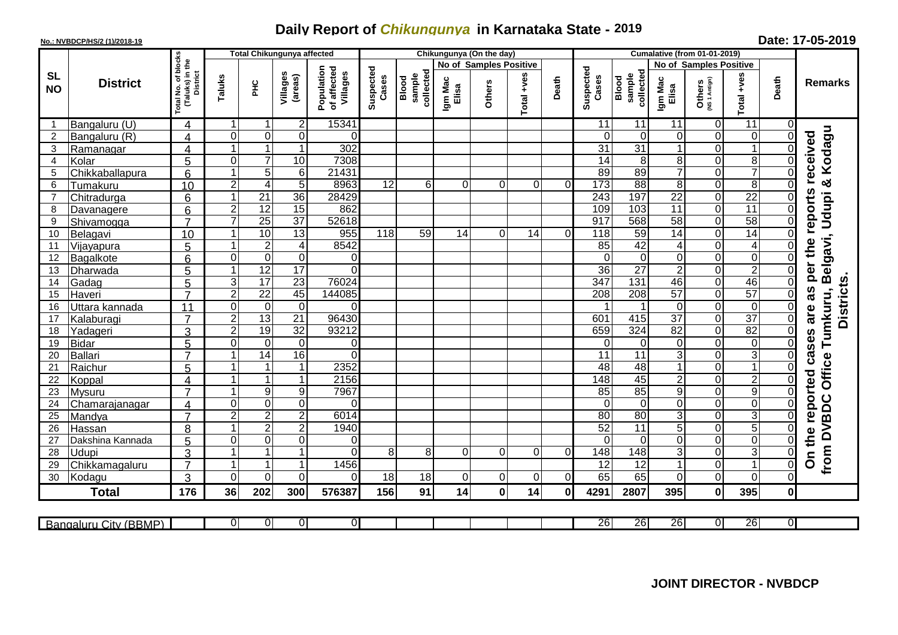# Daily Report of *Chikungunya* in Karnataka State - 2019

**No.: NVBDCP/HS/2 (1)/2018-19**

**Date: 17-05-2019**

| SL NO | District | Total No. of blocks (Taluks) in the District | Total Chikungunya affected | | | | Chikungunya (On the day) | | | | | | | Cumalative (from 01-01-2019) | | | | | | | Remarks |
|---|---|---|---|---|---|---|---|---|---|---|---|---|---|---|---|---|---|---|---|---|---|
| | | | | | | | | | No of Samples Positive | | | | | | | No of Samples Positive | | | | | |
| | | | Taluks | PHC | Villages (areas) | Population of affected Villages | Suspected Cases | Blood sample collected | Igm Mac Elisa | Others | Total +ves | Death | Suspected Cases | Blood sample collected | Igm Mac Elisa | Others (NS 1 Antign) | Total +ves | Death | |
| 1 | Bangaluru (U) | 4 | 1 | 1 | 2 | 15341 | | | | | | | 11 | 11 | 11 | 0 | 11 | 0 | On the reported cases are as per the reports received from DVBDC Office Tumkuru, Belgavi, Udupi & Kodagu Districts. |
| 2 | Bangaluru (R) | 4 | 0 | 0 | 0 | 0 | | | | | | | 0 | 0 | 0 | 0 | 0 | 0 | |
| 3 | Ramanagar | 4 | 1 | 1 | 1 | 302 | | | | | | | 31 | 31 | 1 | 0 | 1 | 0 | |
| 4 | Kolar | 5 | 0 | 7 | 10 | 7308 | | | | | | | 14 | 8 | 8 | 0 | 8 | 0 | |
| 5 | Chikkaballapura | 6 | 1 | 5 | 6 | 21431 | | | | | | | 89 | 89 | 7 | 0 | 7 | 0 | |
| 6 | Tumakuru | 10 | 2 | 4 | 5 | 8963 | 12 | 6 | 0 | 0 | 0 | 0 | 173 | 88 | 8 | 0 | 8 | 0 | |
| 7 | Chitradurga | 6 | 1 | 21 | 36 | 28429 | | | | | | | 243 | 197 | 22 | 0 | 22 | 0 | |
| 8 | Davanagere | 6 | 2 | 12 | 15 | 862 | | | | | | | 109 | 103 | 11 | 0 | 11 | 0 | |
| 9 | Shivamogga | 7 | 7 | 25 | 37 | 52618 | | | | | | | 917 | 568 | 58 | 0 | 58 | 0 | |
| 10 | Belagavi | 10 | 1 | 10 | 13 | 955 | 118 | 59 | 14 | 0 | 14 | 0 | 118 | 59 | 14 | 0 | 14 | 0 | |
| 11 | Vijayapura | 5 | 1 | 2 | 4 | 8542 | | | | | | | 85 | 42 | 4 | 0 | 4 | 0 | |
| 12 | Bagalkote | 6 | 0 | 0 | 0 | 0 | | | | | | | 0 | 0 | 0 | 0 | 0 | 0 | |
| 13 | Dharwada | 5 | 1 | 12 | 17 | 0 | | | | | | | 36 | 27 | 2 | 0 | 2 | 0 | |
| 14 | Gadag | 5 | 3 | 17 | 23 | 76024 | | | | | | | 347 | 131 | 46 | 0 | 46 | 0 | |
| 15 | Haveri | 7 | 2 | 22 | 45 | 144085 | | | | | | | 208 | 208 | 57 | 0 | 57 | 0 | |
| 16 | Uttara kannada | 11 | 0 | 0 | 0 | 0 | | | | | | | 1 | 1 | 0 | 0 | 0 | 0 | |
| 17 | Kalaburagi | 7 | 2 | 13 | 21 | 96430 | | | | | | | 601 | 415 | 37 | 0 | 37 | 0 | |
| 18 | Yadageri | 3 | 2 | 19 | 32 | 93212 | | | | | | | 659 | 324 | 82 | 0 | 82 | 0 | |
| 19 | Bidar | 5 | 0 | 0 | 0 | 0 | | | | | | | 0 | 0 | 0 | 0 | 0 | 0 | |
| 20 | Ballari | 7 | 1 | 14 | 16 | 0 | | | | | | | 11 | 11 | 3 | 0 | 3 | 0 | |
| 21 | Raichur | 5 | 1 | 1 | 1 | 2352 | | | | | | | 48 | 48 | 1 | 0 | 1 | 0 | |
| 22 | Koppal | 4 | 1 | 1 | 1 | 2156 | | | | | | | 148 | 45 | 2 | 0 | 2 | 0 | |
| 23 | Mysuru | 7 | 1 | 9 | 9 | 7967 | | | | | | | 85 | 85 | 9 | 0 | 9 | 0 | |
| 24 | Chamarajanagar | 4 | 0 | 0 | 0 | 0 | | | | | | | 0 | 0 | 0 | 0 | 0 | 0 | |
| 25 | Mandya | 7 | 2 | 2 | 2 | 6014 | | | | | | | 80 | 80 | 3 | 0 | 3 | 0 | |
| 26 | Hassan | 8 | 1 | 2 | 2 | 1940 | | | | | | | 52 | 11 | 5 | 0 | 5 | 0 | |
| 27 | Dakshina Kannada | 5 | 0 | 0 | 0 | 0 | | | | | | | 0 | 0 | 0 | 0 | 0 | 0 | |
| 28 | Udupi | 3 | 1 | 1 | 1 | 0 | 8 | 8 | 0 | 0 | 0 | 0 | 148 | 148 | 3 | 0 | 3 | 0 | |
| 29 | Chikkamagaluru | 7 | 1 | 1 | 1 | 1456 | | | | | | | 12 | 12 | 1 | 0 | 1 | 0 | |
| 30 | Kodagu | 3 | 0 | 0 | 0 | 0 | 18 | 18 | 0 | 0 | 0 | 0 | 65 | 65 | 0 | 0 | 0 | 0 | |
| | **Total** | **176** | **36** | **202** | **300** | **576387** | **156** | **91** | **14** | **0** | **14** | **0** | **4291** | **2807** | **395** | **0** | **395** | **0** | |

| | | | | | | | | | | | | | | | | | | |
|---|---|---|---|---|---|---|---|---|---|---|---|---|---|---|---|---|---|---|
| Bangaluru City (BBMP) | | 0 | 0 | 0 | 0 | | | | | | | 26 | 26 | 26 | 0 | 26 | 0 | |

**JOINT DIRECTOR - NVBDCP**